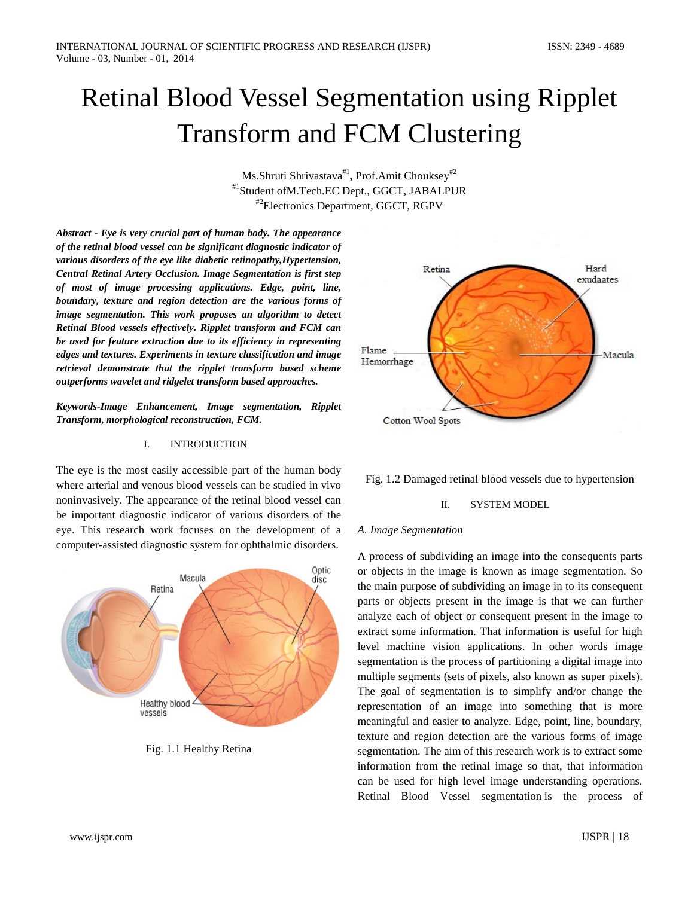# Retinal Blood Vessel Segmentation using Ripplet Transform and FCM Clustering

Ms.Shruti Shrivastava[#1], Prof.Amit Chouksey[#2]

[#1]Student ofM.Tech.EC Dept., GGCT, JABALPUR

[#2]Electronics Department, GGCT, RGPV

***Abstract - Eye is very crucial part of human body. The appearance of the retinal blood vessel can be significant diagnostic indicator of various disorders of the eye like diabetic retinopathy,Hypertension, Central Retinal Artery Occlusion. Image Segmentation is first step of most of image processing applications. Edge, point, line, boundary, texture and region detection are the various forms of image segmentation. This work proposes an algorithm to detect Retinal Blood vessels effectively. Ripplet transform and FCM can be used for feature extraction due to its efficiency in representing edges and textures. Experiments in texture classification and image retrieval demonstrate that the ripplet transform based scheme outperforms wavelet and ridgelet transform based approaches.***

***Keywords-Image Enhancement, Image segmentation, Ripplet Transform, morphological reconstruction, FCM.***

## I. INTRODUCTION

The eye is the most easily accessible part of the human body where arterial and venous blood vessels can be studied in vivo noninvasively. The appearance of the retinal blood vessel can be important diagnostic indicator of various disorders of the eye. This research work focuses on the development of a computer-assisted diagnostic system for ophthalmic disorders.

Fig. 1.1 Healthy Retina

Fig. 1.2 Damaged retinal blood vessels due to hypertension

## II. SYSTEM MODEL

### *A. Image Segmentation*

A process of subdividing an image into the consequents parts or objects in the image is known as image segmentation. So the main purpose of subdividing an image in to its consequent parts or objects present in the image is that we can further analyze each of object or consequent present in the image to extract some information. That information is useful for high level machine vision applications. In other words image segmentation is the process of partitioning a digital image into multiple segments (sets of pixels, also known as super pixels). The goal of segmentation is to simplify and/or change the representation of an image into something that is more meaningful and easier to analyze. Edge, point, line, boundary, texture and region detection are the various forms of image segmentation. The aim of this research work is to extract some information from the retinal image so that, that information can be used for high level image understanding operations. Retinal Blood Vessel segmentation is the process of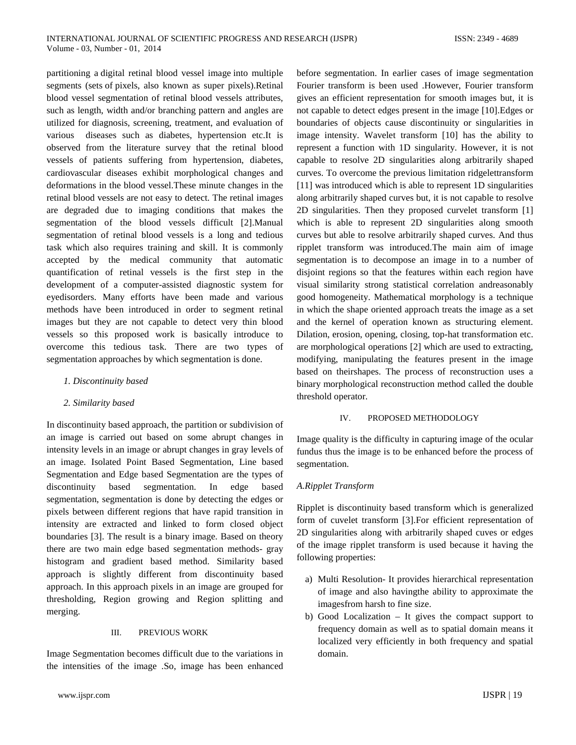partitioning a digital retinal blood vessel image into multiple segments (sets of pixels, also known as super pixels).Retinal blood vessel segmentation of retinal blood vessels attributes, such as length, width and/or branching pattern and angles are utilized for diagnosis, screening, treatment, and evaluation of various diseases such as diabetes, hypertension etc.It is observed from the literature survey that the retinal blood vessels of patients suffering from hypertension, diabetes, cardiovascular diseases exhibit morphological changes and deformations in the blood vessel.These minute changes in the retinal blood vessels are not easy to detect. The retinal images are degraded due to imaging conditions that makes the segmentation of the blood vessels difficult [2].Manual segmentation of retinal blood vessels is a long and tedious task which also requires training and skill. It is commonly accepted by the medical community that automatic quantification of retinal vessels is the first step in the development of a computer-assisted diagnostic system for eyedisorders. Many efforts have been made and various methods have been introduced in order to segment retinal images but they are not capable to detect very thin blood vessels so this proposed work is basically introduce to overcome this tedious task. There are two types of segmentation approaches by which segmentation is done.

*1. Discontinuity based*

*2. Similarity based*

In discontinuity based approach, the partition or subdivision of an image is carried out based on some abrupt changes in intensity levels in an image or abrupt changes in gray levels of an image. Isolated Point Based Segmentation, Line based Segmentation and Edge based Segmentation are the types of discontinuity based segmentation. In edge based segmentation, segmentation is done by detecting the edges or pixels between different regions that have rapid transition in intensity are extracted and linked to form closed object boundaries [3]. The result is a binary image. Based on theory there are two main edge based segmentation methods- gray histogram and gradient based method. Similarity based approach is slightly different from discontinuity based approach. In this approach pixels in an image are grouped for thresholding, Region growing and Region splitting and merging.

## III. PREVIOUS WORK

Image Segmentation becomes difficult due to the variations in the intensities of the image .So, image has been enhanced before segmentation. In earlier cases of image segmentation Fourier transform is been used .However, Fourier transform gives an efficient representation for smooth images but, it is not capable to detect edges present in the image [10].Edges or boundaries of objects cause discontinuity or singularities in image intensity. Wavelet transform [10] has the ability to represent a function with 1D singularity. However, it is not capable to resolve 2D singularities along arbitrarily shaped curves. To overcome the previous limitation ridgelettransform [11] was introduced which is able to represent 1D singularities along arbitrarily shaped curves but, it is not capable to resolve 2D singularities. Then they proposed curvelet transform [1] which is able to represent 2D singularities along smooth curves but able to resolve arbitrarily shaped curves. And thus ripplet transform was introduced.The main aim of image segmentation is to decompose an image in to a number of disjoint regions so that the features within each region have visual similarity strong statistical correlation andreasonably good homogeneity. Mathematical morphology is a technique in which the shape oriented approach treats the image as a set and the kernel of operation known as structuring element. Dilation, erosion, opening, closing, top-hat transformation etc. are morphological operations [2] which are used to extracting, modifying, manipulating the features present in the image based on theirshapes. The process of reconstruction uses a binary morphological reconstruction method called the double threshold operator.

## IV. PROPOSED METHODOLOGY

Image quality is the difficulty in capturing image of the ocular fundus thus the image is to be enhanced before the process of segmentation.

### *A.Ripplet Transform*

Ripplet is discontinuity based transform which is generalized form of cuvelet transform [3].For efficient representation of 2D singularities along with arbitrarily shaped cuves or edges of the image ripplet transform is used because it having the following properties:

a) Multi Resolution- It provides hierarchical representation of image and also havingthe ability to approximate the imagesfrom harsh to fine size.
b) Good Localization – It gives the compact support to frequency domain as well as to spatial domain means it localized very efficiently in both frequency and spatial domain.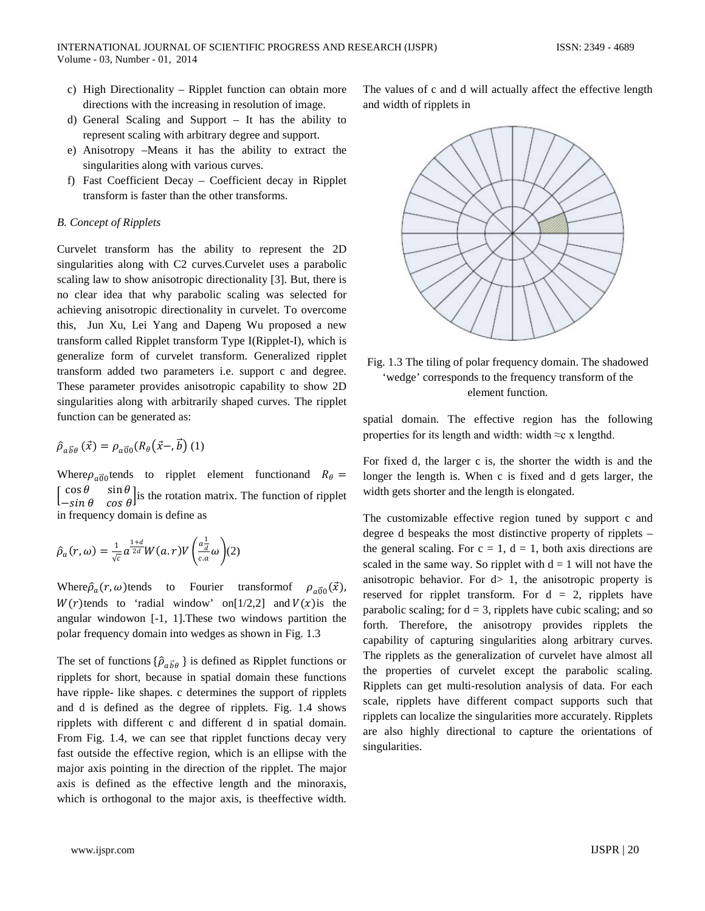c) High Directionality – Ripplet function can obtain more directions with the increasing in resolution of image.
d) General Scaling and Support – It has the ability to represent scaling with arbitrary degree and support.
e) Anisotropy –Means it has the ability to extract the singularities along with various curves.
f) Fast Coefficient Decay – Coefficient decay in Ripplet transform is faster than the other transforms.

*B. Concept of Ripplets*

Curvelet transform has the ability to represent the 2D singularities along with C2 curves.Curvelet uses a parabolic scaling law to show anisotropic directionality [3]. But, there is no clear idea that why parabolic scaling was selected for achieving anisotropic directionality in curvelet. To overcome this, Jun Xu, Lei Yang and Dapeng Wu proposed a new transform called Ripplet transform Type I(Ripplet-I), which is generalize form of curvelet transform. Generalized ripplet transform added two parameters i.e. support c and degree. These parameter provides anisotropic capability to show 2D singularities along with arbitrarily shaped curves. The ripplet function can be generated as:

$$\hat{\rho}_{a\vec{b}\theta}(\vec{x}) = \rho_{a\vec{0}0}(R_\theta(\vec{x} - \vec{b}) \quad (1)$$

Where $\rho_{a\vec{0}0}$ tends to ripplet element functionand $R_\theta = \begin{bmatrix} \cos\theta & \sin\theta \\ -\sin\theta & \cos\theta \end{bmatrix}$ is the rotation matrix. The function of ripplet in frequency domain is define as

$$\hat{\rho}_a(r,\omega) = \frac{1}{\sqrt{c}} a^{\frac{1+d}{2d}} W(a.r) V\left(\frac{a^{\frac{1}{d}}}{c.a}\omega\right) (2)$$

Where $\hat{\rho}_a(r,\omega)$ tends to Fourier transformof $\rho_{a\vec{0}0}(\vec{x})$, $W(r)$ tends to 'radial window' on[1/2,2] and $V(x)$ is the angular windowon [-1, 1].These two windows partition the polar frequency domain into wedges as shown in Fig. 1.3

The set of functions $\{\hat{\rho}_{a\vec{b}\theta}\}$ is defined as Ripplet functions or ripplets for short, because in spatial domain these functions have ripple- like shapes. c determines the support of ripplets and d is defined as the degree of ripplets. Fig. 1.4 shows ripplets with different c and different d in spatial domain. From Fig. 1.4, we can see that ripplet functions decay very fast outside the effective region, which is an ellipse with the major axis pointing in the direction of the ripplet. The major axis is defined as the effective length and the minoraxis, which is orthogonal to the major axis, is theeffective width. The values of c and d will actually affect the effective length and width of ripplets in

Fig. 1.3 The tiling of polar frequency domain. The shadowed 'wedge' corresponds to the frequency transform of the element function.

spatial domain. The effective region has the following properties for its length and width: width ≈c x lengthd.

For fixed d, the larger c is, the shorter the width is and the longer the length is. When c is fixed and d gets larger, the width gets shorter and the length is elongated.

The customizable effective region tuned by support c and degree d bespeaks the most distinctive property of ripplets – the general scaling. For c = 1, d = 1, both axis directions are scaled in the same way. So ripplet with d = 1 will not have the anisotropic behavior. For d> 1, the anisotropic property is reserved for ripplet transform. For d = 2, ripplets have parabolic scaling; for d = 3, ripplets have cubic scaling; and so forth. Therefore, the anisotropy provides ripplets the capability of capturing singularities along arbitrary curves. The ripplets as the generalization of curvelet have almost all the properties of curvelet except the parabolic scaling. Ripplets can get multi-resolution analysis of data. For each scale, ripplets have different compact supports such that ripplets can localize the singularities more accurately. Ripplets are also highly directional to capture the orientations of singularities.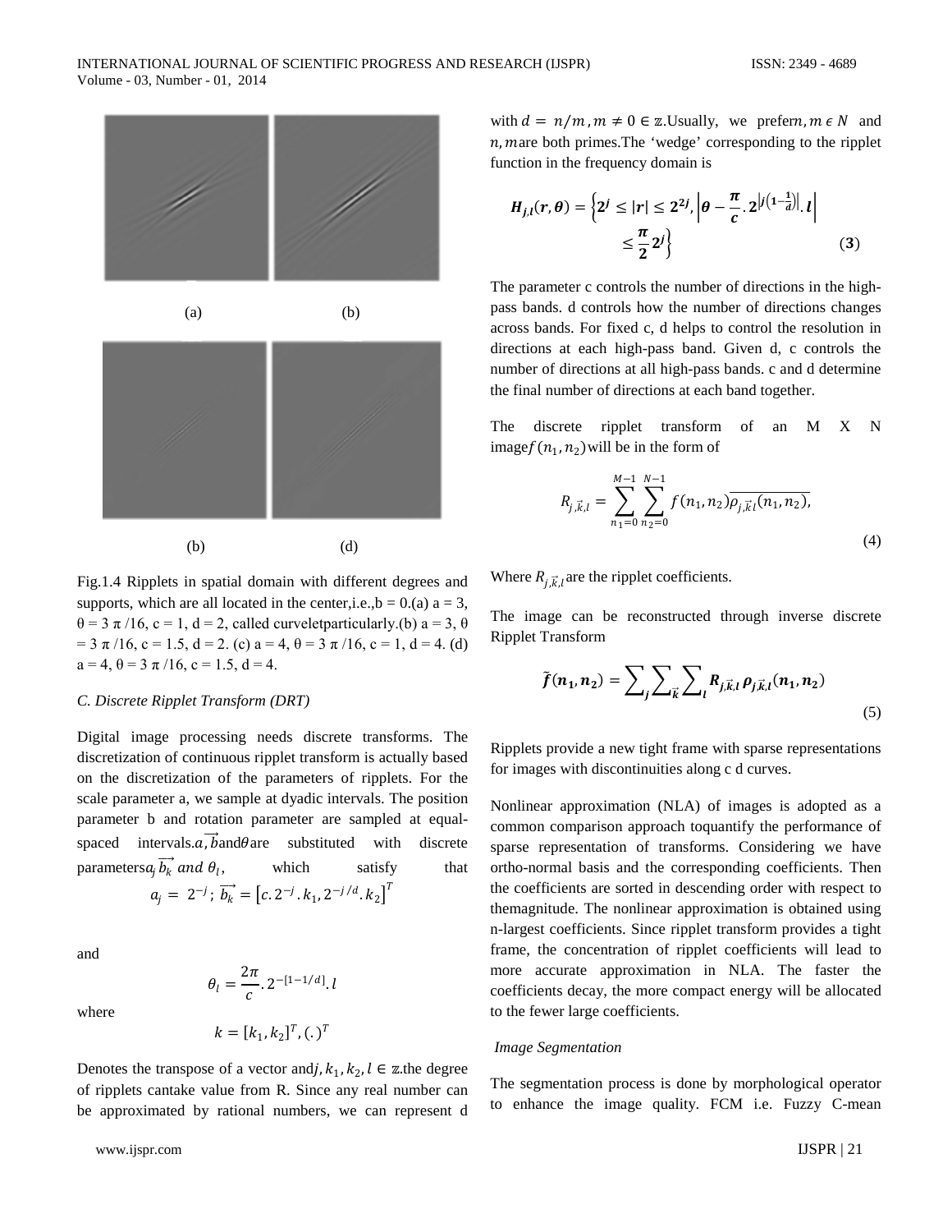(a) (b)

(b) (d)

Fig.1.4 Ripplets in spatial domain with different degrees and supports, which are all located in the center,i.e.,b = 0.(a) a = 3, θ = 3 π /16, c = 1, d = 2, called curveletparticularly.(b) a = 3, θ = 3 π /16, c = 1.5, d = 2. (c) a = 4, θ = 3 π /16, c = 1, d = 4. (d) a = 4, θ = 3 π /16, c = 1.5, d = 4.

*C. Discrete Ripplet Transform (DRT)*

Digital image processing needs discrete transforms. The discretization of continuous ripplet transform is actually based on the discretization of the parameters of ripplets. For the scale parameter a, we sample at dyadic intervals. The position parameter b and rotation parameter are sampled at equal-spaced intervals. $a, \overrightarrow{b}$ and $\theta$ are substituted with discrete parameters $a_j \overrightarrow{b_k}$ *and* $\theta_l$, which satisfy that

$$a_j = 2^{-j};\ \overrightarrow{b_k} = \left[c.2^{-j}.k_1, 2^{-j/d}.k_2\right]^T$$

and

$$\theta_l = \frac{2\pi}{c}.2^{-[1-1/d]}.l$$

where

$$k = [k_1, k_2]^T, (.)^T$$

Denotes the transpose of a vector and $j, k_1, k_2, l \in \mathbb{Z}$.the degree of ripplets cantake value from R. Since any real number can be approximated by rational numbers, we can represent d with $d = n/m, m \neq 0 \in \mathbb{Z}$.Usually, we prefer $n, m \in N$ and $n, m$ are both primes.The 'wedge' corresponding to the ripplet function in the frequency domain is

$$\boldsymbol{H_{j,l}(r,\theta)} = \left\{\boldsymbol{2^j \leq |r| \leq 2^{2j}}, \left|\boldsymbol{\theta - \frac{\pi}{c}.2^{\left|j\left(1-\frac{1}{d}\right)\right|}.l}\right| \leq \boldsymbol{\frac{\pi}{2}2^j}\right\} \qquad (3)$$

The parameter c controls the number of directions in the high-pass bands. d controls how the number of directions changes across bands. For fixed c, d helps to control the resolution in directions at each high-pass band. Given d, c controls the number of directions at all high-pass bands. c and d determine the final number of directions at each band together.

The discrete ripplet transform of an M X N image $f(n_1, n_2)$ will be in the form of

$$R_{j,\vec{k},l} = \sum_{n_1=0}^{M-1}\sum_{n_2=0}^{N-1} f(n_1,n_2)\overline{\rho_{j,\vec{k}l}(n_1,n_2)}, \qquad (4)$$

Where $R_{j,\vec{k},l}$ are the ripplet coefficients.

The image can be reconstructed through inverse discrete Ripplet Transform

$$\boldsymbol{\tilde{f}(n_1,n_2)} = \sum\nolimits_j \sum\nolimits_{\vec{k}} \sum\nolimits_l \boldsymbol{R_{j,\vec{k},l}\,\rho_{j,\vec{k},l}(n_1,n_2)} \qquad (5)$$

Ripplets provide a new tight frame with sparse representations for images with discontinuities along c d curves.

Nonlinear approximation (NLA) of images is adopted as a common comparison approach toquantify the performance of sparse representation of transforms. Considering we have ortho-normal basis and the corresponding coefficients. Then the coefficients are sorted in descending order with respect to themagnitude. The nonlinear approximation is obtained using n-largest coefficients. Since ripplet transform provides a tight frame, the concentration of ripplet coefficients will lead to more accurate approximation in NLA. The faster the coefficients decay, the more compact energy will be allocated to the fewer large coefficients.

*Image Segmentation*

The segmentation process is done by morphological operator to enhance the image quality. FCM i.e. Fuzzy C-mean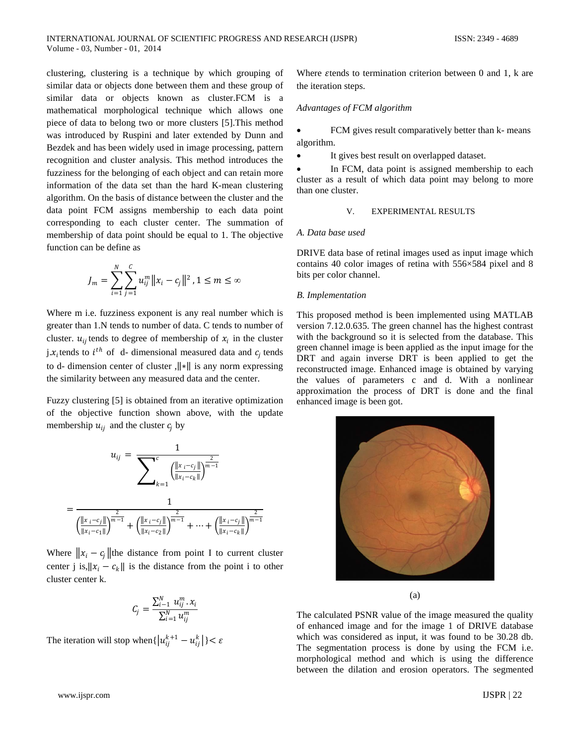clustering, clustering is a technique by which grouping of similar data or objects done between them and these group of similar data or objects known as cluster.FCM is a mathematical morphological technique which allows one piece of data to belong two or more clusters [5].This method was introduced by Ruspini and later extended by Dunn and Bezdek and has been widely used in image processing, pattern recognition and cluster analysis. This method introduces the fuzziness for the belonging of each object and can retain more information of the data set than the hard K-mean clustering algorithm. On the basis of distance between the cluster and the data point FCM assigns membership to each data point corresponding to each cluster center. The summation of membership of data point should be equal to 1. The objective function can be define as

$$J_m = \sum_{i=1}^{N} \sum_{j=1}^{C} u_{ij}^m \left\| x_i - c_j \right\|^2 , 1 \leq m \leq \infty$$

Where m i.e. fuzziness exponent is any real number which is greater than 1.N tends to number of data. C tends to number of cluster. $u_{ij}$ tends to degree of membership of $x_i$ in the cluster j.$x_i$ tends to $i^{th}$ of d- dimensional measured data and $c_j$ tends to d- dimension center of cluster ,$\|*\|$ is any norm expressing the similarity between any measured data and the center.

Fuzzy clustering [5] is obtained from an iterative optimization of the objective function shown above, with the update membership $u_{ij}$ and the cluster $c_j$ by

$$u_{ij} = \frac{1}{\sum_{k=1}^{c} \left( \frac{\|x_i - c_j\|}{\|x_i - c_k\|} \right)^{\frac{2}{m-1}}}$$

$$= \frac{1}{\left( \frac{\|x_i - c_j\|}{\|x_i - c_1\|} \right)^{\frac{2}{m-1}} + \left( \frac{\|x_i - c_j\|}{\|x_i - c_2\|} \right)^{\frac{2}{m-1}} + \cdots + \left( \frac{\|x_i - c_j\|}{\|x_i - c_k\|} \right)^{\frac{2}{m-1}}}$$

Where $\|x_i - c_j\|$the distance from point I to current cluster center j is,$\|x_i - c_k\|$ is the distance from the point i to other cluster center k.

$$C_j = \frac{\sum_{i-1}^{N} u_{ij}^m . x_i}{\sum_{i=1}^{N} u_{ij}^m}$$

The iteration will stop when$\{ |u_{ij}^{k+1} - u_{ij}^k| \} < \varepsilon$

Where $\varepsilon$tends to termination criterion between 0 and 1, k are the iteration steps.

*Advantages of FCM algorithm*

- FCM gives result comparatively better than k- means algorithm.
- It gives best result on overlapped dataset.
- In FCM, data point is assigned membership to each cluster as a result of which data point may belong to more than one cluster.

## V. EXPERIMENTAL RESULTS

### *A. Data base used*

DRIVE data base of retinal images used as input image which contains 40 color images of retina with 556×584 pixel and 8 bits per color channel.

### *B. Implementation*

This proposed method is been implemented using MATLAB version 7.12.0.635. The green channel has the highest contrast with the background so it is selected from the database. This green channel image is been applied as the input image for the DRT and again inverse DRT is been applied to get the reconstructed image. Enhanced image is obtained by varying the values of parameters c and d. With a nonlinear approximation the process of DRT is done and the final enhanced image is been got.

(a)

The calculated PSNR value of the image measured the quality of enhanced image and for the image 1 of DRIVE database which was considered as input, it was found to be 30.28 db. The segmentation process is done by using the FCM i.e. morphological method and which is using the difference between the dilation and erosion operators. The segmented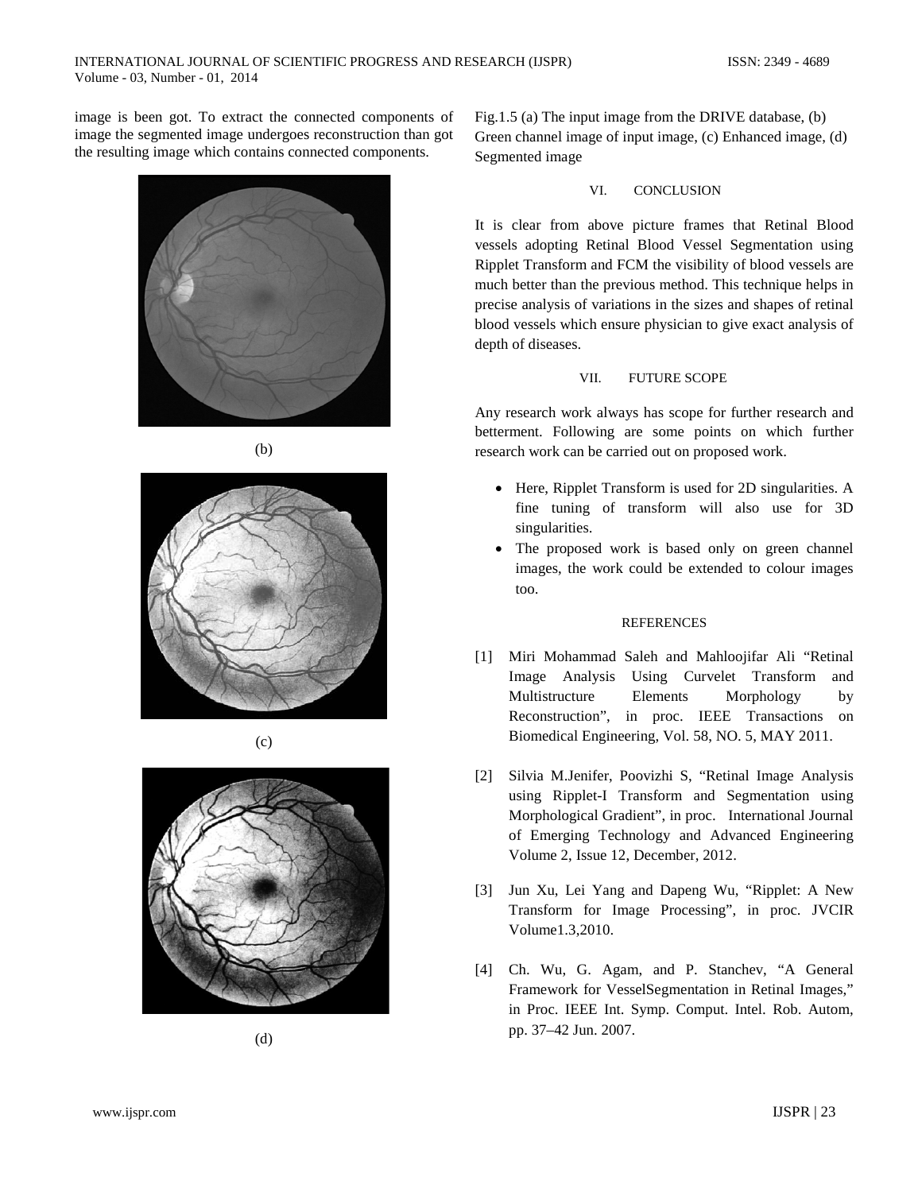image is been got. To extract the connected components of image the segmented image undergoes reconstruction than got the resulting image which contains connected components.

(b)

(c)

(d)

Fig.1.5 (a) The input image from the DRIVE database, (b) Green channel image of input image, (c) Enhanced image, (d) Segmented image

## VI. CONCLUSION

It is clear from above picture frames that Retinal Blood vessels adopting Retinal Blood Vessel Segmentation using Ripplet Transform and FCM the visibility of blood vessels are much better than the previous method. This technique helps in precise analysis of variations in the sizes and shapes of retinal blood vessels which ensure physician to give exact analysis of depth of diseases.

## VII. FUTURE SCOPE

Any research work always has scope for further research and betterment. Following are some points on which further research work can be carried out on proposed work.

- Here, Ripplet Transform is used for 2D singularities. A fine tuning of transform will also use for 3D singularities.
- The proposed work is based only on green channel images, the work could be extended to colour images too.

## REFERENCES

[1] Miri Mohammad Saleh and Mahloojifar Ali "Retinal Image Analysis Using Curvelet Transform and Multistructure Elements Morphology by Reconstruction", in proc. IEEE Transactions on Biomedical Engineering, Vol. 58, NO. 5, MAY 2011.

[2] Silvia M.Jenifer, Poovizhi S, "Retinal Image Analysis using Ripplet-I Transform and Segmentation using Morphological Gradient", in proc. International Journal of Emerging Technology and Advanced Engineering Volume 2, Issue 12, December, 2012.

[3] Jun Xu, Lei Yang and Dapeng Wu, "Ripplet: A New Transform for Image Processing", in proc. JVCIR Volume1.3,2010.

[4] Ch. Wu, G. Agam, and P. Stanchev, "A General Framework for VesselSegmentation in Retinal Images," in Proc. IEEE Int. Symp. Comput. Intel. Rob. Autom, pp. 37–42 Jun. 2007.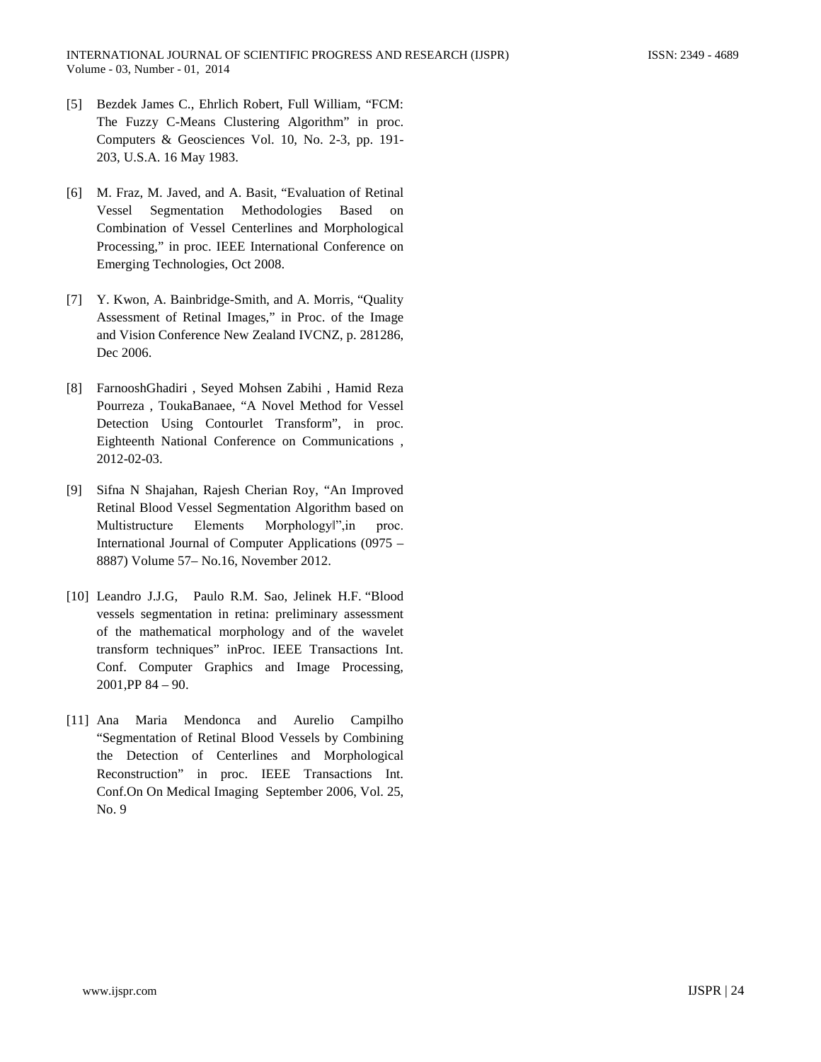[5] Bezdek James C., Ehrlich Robert, Full William, "FCM: The Fuzzy C-Means Clustering Algorithm" in proc. Computers & Geosciences Vol. 10, No. 2-3, pp. 191-203, U.S.A. 16 May 1983.

[6] M. Fraz, M. Javed, and A. Basit, "Evaluation of Retinal Vessel Segmentation Methodologies Based on Combination of Vessel Centerlines and Morphological Processing," in proc. IEEE International Conference on Emerging Technologies, Oct 2008.

[7] Y. Kwon, A. Bainbridge-Smith, and A. Morris, "Quality Assessment of Retinal Images," in Proc. of the Image and Vision Conference New Zealand IVCNZ, p. 281286, Dec 2006.

[8] FarnooshGhadiri , Seyed Mohsen Zabihi , Hamid Reza Pourreza , ToukaBanaee, "A Novel Method for Vessel Detection Using Contourlet Transform", in proc. Eighteenth National Conference on Communications , 2012-02-03.

[9] Sifna N Shajahan, Rajesh Cherian Roy, "An Improved Retinal Blood Vessel Segmentation Algorithm based on Multistructure Elements Morphology‖",in proc. International Journal of Computer Applications (0975 – 8887) Volume 57– No.16, November 2012.

[10] Leandro J.J.G, Paulo R.M. Sao, Jelinek H.F. "Blood vessels segmentation in retina: preliminary assessment of the mathematical morphology and of the wavelet transform techniques" inProc. IEEE Transactions Int. Conf. Computer Graphics and Image Processing, 2001,PP 84 – 90.

[11] Ana Maria Mendonca and Aurelio Campilho "Segmentation of Retinal Blood Vessels by Combining the Detection of Centerlines and Morphological Reconstruction" in proc. IEEE Transactions Int. Conf.On On Medical Imaging September 2006, Vol. 25, No. 9